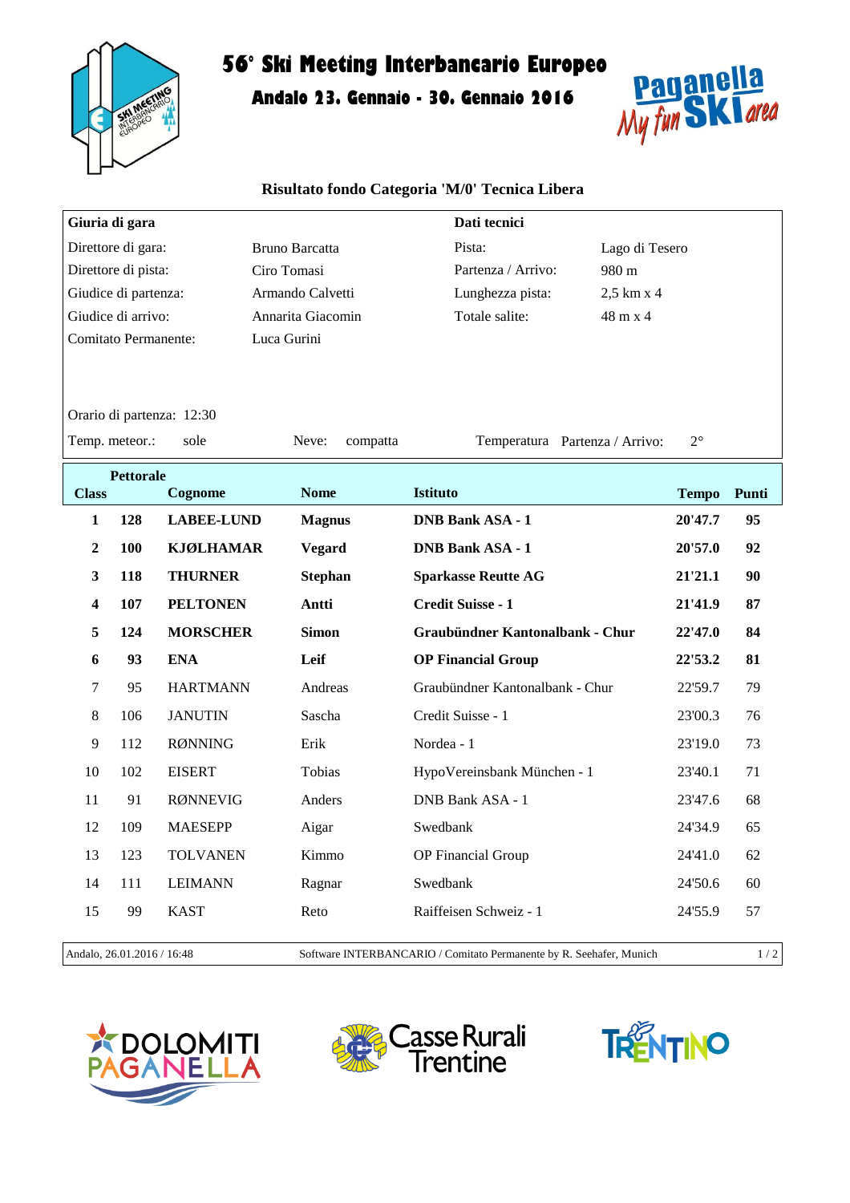# 56° Ski Meeting Interbancario Europeo

## Andalo 23. Gennaio - 30. Gennaio 2016

### Risultato fondo Categoria 'M/0' Tecnica Libera

| **Giuria di gara** | | **Dati tecnici** | |
|---|---|---|---|
| Direttore di gara: | Bruno Barcatta | Pista: | Lago di Tesero |
| Direttore di pista: | Ciro Tomasi | Partenza / Arrivo: | 980 m |
| Giudice di partenza: | Armando Calvetti | Lunghezza pista: | 2,5 km x 4 |
| Giudice di arrivo: | Annarita Giacomin | Totale salite: | 48 m x 4 |
| Comitato Permanente: | Luca Gurini | | |

Orario di partenza: 12:30

Temp. meteor.: sole    Neve: compatta    Temperatura Partenza / Arrivo: 2°

| Class | Pettorale | Cognome | Nome | Istituto | Tempo | Punti |
|---|---|---|---|---|---|---|
| **1** | **128** | **LABEE-LUND** | **Magnus** | **DNB Bank ASA - 1** | **20'47.7** | **95** |
| **2** | **100** | **KJØLHAMAR** | **Vegard** | **DNB Bank ASA - 1** | **20'57.0** | **92** |
| **3** | **118** | **THURNER** | **Stephan** | **Sparkasse Reutte AG** | **21'21.1** | **90** |
| **4** | **107** | **PELTONEN** | **Antti** | **Credit Suisse - 1** | **21'41.9** | **87** |
| **5** | **124** | **MORSCHER** | **Simon** | **Graubündner Kantonalbank - Chur** | **22'47.0** | **84** |
| **6** | **93** | **ENA** | **Leif** | **OP Financial Group** | **22'53.2** | **81** |
| 7 | 95 | HARTMANN | Andreas | Graubündner Kantonalbank - Chur | 22'59.7 | 79 |
| 8 | 106 | JANUTIN | Sascha | Credit Suisse - 1 | 23'00.3 | 76 |
| 9 | 112 | RØNNING | Erik | Nordea - 1 | 23'19.0 | 73 |
| 10 | 102 | EISERT | Tobias | HypoVereinsbank München - 1 | 23'40.1 | 71 |
| 11 | 91 | RØNNEVIG | Anders | DNB Bank ASA - 1 | 23'47.6 | 68 |
| 12 | 109 | MAESEPP | Aigar | Swedbank | 24'34.9 | 65 |
| 13 | 123 | TOLVANEN | Kimmo | OP Financial Group | 24'41.0 | 62 |
| 14 | 111 | LEIMANN | Ragnar | Swedbank | 24'50.6 | 60 |
| 15 | 99 | KAST | Reto | Raiffeisen Schweiz - 1 | 24'55.9 | 57 |

Andalo, 26.01.2016 / 16:48    Software INTERBANCARIO / Comitato Permanente by R. Seehafer, Munich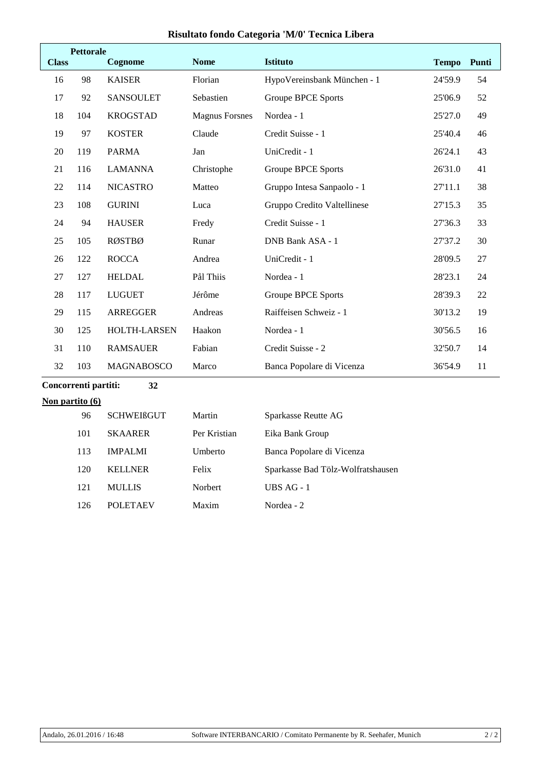# Risultato fondo Categoria 'M/0' Tecnica Libera

| Class | Pettorale | Cognome | Nome | Istituto | Tempo | Punti |
|---|---|---|---|---|---|---|
| 16 | 98 | KAISER | Florian | HypoVereinsbank München - 1 | 24'59.9 | 54 |
| 17 | 92 | SANSOULET | Sebastien | Groupe BPCE Sports | 25'06.9 | 52 |
| 18 | 104 | KROGSTAD | Magnus Forsnes | Nordea - 1 | 25'27.0 | 49 |
| 19 | 97 | KOSTER | Claude | Credit Suisse - 1 | 25'40.4 | 46 |
| 20 | 119 | PARMA | Jan | UniCredit - 1 | 26'24.1 | 43 |
| 21 | 116 | LAMANNA | Christophe | Groupe BPCE Sports | 26'31.0 | 41 |
| 22 | 114 | NICASTRO | Matteo | Gruppo Intesa Sanpaolo - 1 | 27'11.1 | 38 |
| 23 | 108 | GURINI | Luca | Gruppo Credito Valtellinese | 27'15.3 | 35 |
| 24 | 94 | HAUSER | Fredy | Credit Suisse - 1 | 27'36.3 | 33 |
| 25 | 105 | RØSTBØ | Runar | DNB Bank ASA - 1 | 27'37.2 | 30 |
| 26 | 122 | ROCCA | Andrea | UniCredit - 1 | 28'09.5 | 27 |
| 27 | 127 | HELDAL | Pål Thiis | Nordea - 1 | 28'23.1 | 24 |
| 28 | 117 | LUGUET | Jérôme | Groupe BPCE Sports | 28'39.3 | 22 |
| 29 | 115 | ARREGGER | Andreas | Raiffeisen Schweiz - 1 | 30'13.2 | 19 |
| 30 | 125 | HOLTH-LARSEN | Haakon | Nordea - 1 | 30'56.5 | 16 |
| 31 | 110 | RAMSAUER | Fabian | Credit Suisse - 2 | 32'50.7 | 14 |
| 32 | 103 | MAGNABOSCO | Marco | Banca Popolare di Vicenza | 36'54.9 | 11 |

**Concorrenti partiti:** **32**

**Non partito (6)**

| Pettorale | Cognome | Nome | Istituto |
|---|---|---|---|
| 96 | SCHWEIßGUT | Martin | Sparkasse Reutte AG |
| 101 | SKAARER | Per Kristian | Eika Bank Group |
| 113 | IMPALMI | Umberto | Banca Popolare di Vicenza |
| 120 | KELLNER | Felix | Sparkasse Bad Tölz-Wolfratshausen |
| 121 | MULLIS | Norbert | UBS AG - 1 |
| 126 | POLETAEV | Maxim | Nordea - 2 |

Andalo, 26.01.2016 / 16:48 — Software INTERBANCARIO / Comitato Permanente by R. Seehafer, Munich